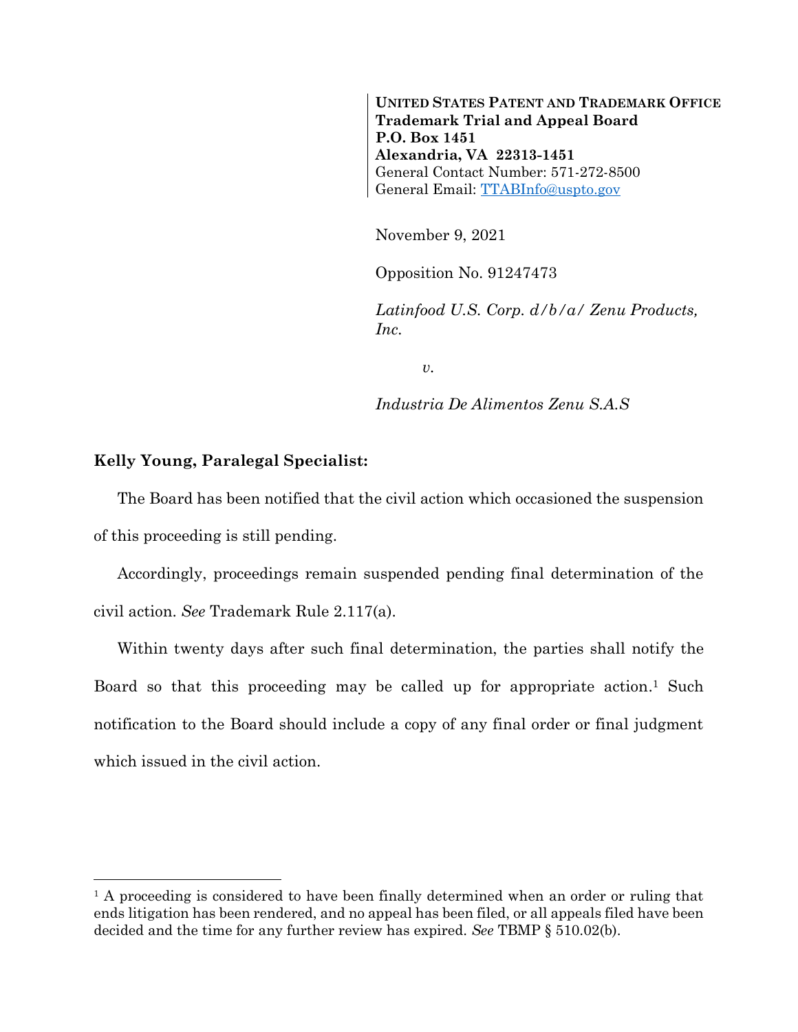**UNITED STATES PATENT AND TRADEMARK OFFICE**
**Trademark Trial and Appeal Board**
**P.O. Box 1451**
**Alexandria, VA 22313-1451**
General Contact Number: 571-272-8500
General Email: TTABInfo@uspto.gov

November 9, 2021

Opposition No. 91247473

*Latinfood U.S. Corp. d/b/a/ Zenu Products, Inc.*

*v.*

*Industria De Alimentos Zenu S.A.S*

**Kelly Young, Paralegal Specialist:**

The Board has been notified that the civil action which occasioned the suspension of this proceeding is still pending.

Accordingly, proceedings remain suspended pending final determination of the civil action. *See* Trademark Rule 2.117(a).

Within twenty days after such final determination, the parties shall notify the Board so that this proceeding may be called up for appropriate action.[1] Such notification to the Board should include a copy of any final order or final judgment which issued in the civil action.

---

[1] A proceeding is considered to have been finally determined when an order or ruling that ends litigation has been rendered, and no appeal has been filed, or all appeals filed have been decided and the time for any further review has expired. *See* TBMP § 510.02(b).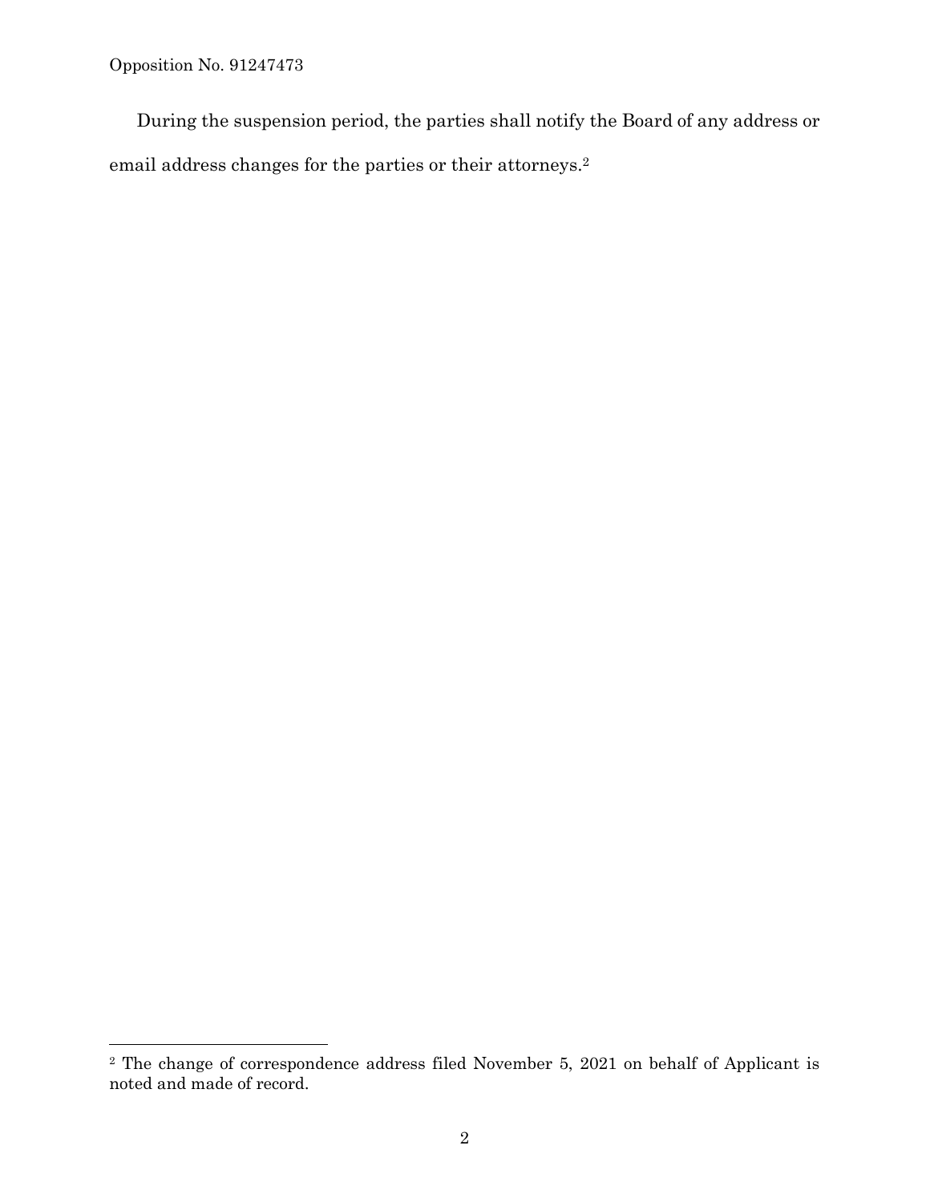During the suspension period, the parties shall notify the Board of any address or email address changes for the parties or their attorneys.[2]

---

[2] The change of correspondence address filed November 5, 2021 on behalf of Applicant is noted and made of record.